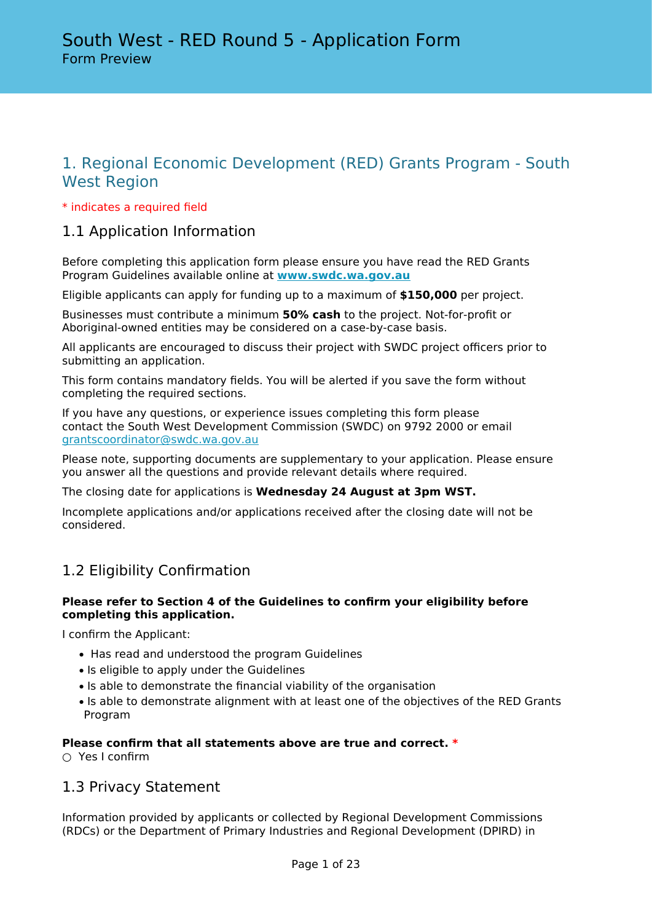# South West - RED Round 5 - Application Form

Form Preview

## 1. Regional Economic Development (RED) Grants Program - South West Region

* indicates a required field

### 1.1 Application Information

Before completing this application form please ensure you have read the RED Grants Program Guidelines available online at **www.swdc.wa.gov.au**

Eligible applicants can apply for funding up to a maximum of **$150,000** per project.

Businesses must contribute a minimum **50% cash** to the project. Not-for-profit or Aboriginal-owned entities may be considered on a case-by-case basis.

All applicants are encouraged to discuss their project with SWDC project officers prior to submitting an application.

This form contains mandatory fields. You will be alerted if you save the form without completing the required sections.

If you have any questions, or experience issues completing this form please contact the South West Development Commission (SWDC) on 9792 2000 or email grantscoordinator@swdc.wa.gov.au

Please note, supporting documents are supplementary to your application. Please ensure you answer all the questions and provide relevant details where required.

The closing date for applications is **Wednesday 24 August at 3pm WST.**

Incomplete applications and/or applications received after the closing date will not be considered.

### 1.2 Eligibility Confirmation

**Please refer to Section 4 of the Guidelines to confirm your eligibility before completing this application.**

I confirm the Applicant:

- Has read and understood the program Guidelines
- Is eligible to apply under the Guidelines
- Is able to demonstrate the financial viability of the organisation
- Is able to demonstrate alignment with at least one of the objectives of the RED Grants Program

**Please confirm that all statements above are true and correct.** *

○ Yes I confirm

### 1.3 Privacy Statement

Information provided by applicants or collected by Regional Development Commissions (RDCs) or the Department of Primary Industries and Regional Development (DPIRD) in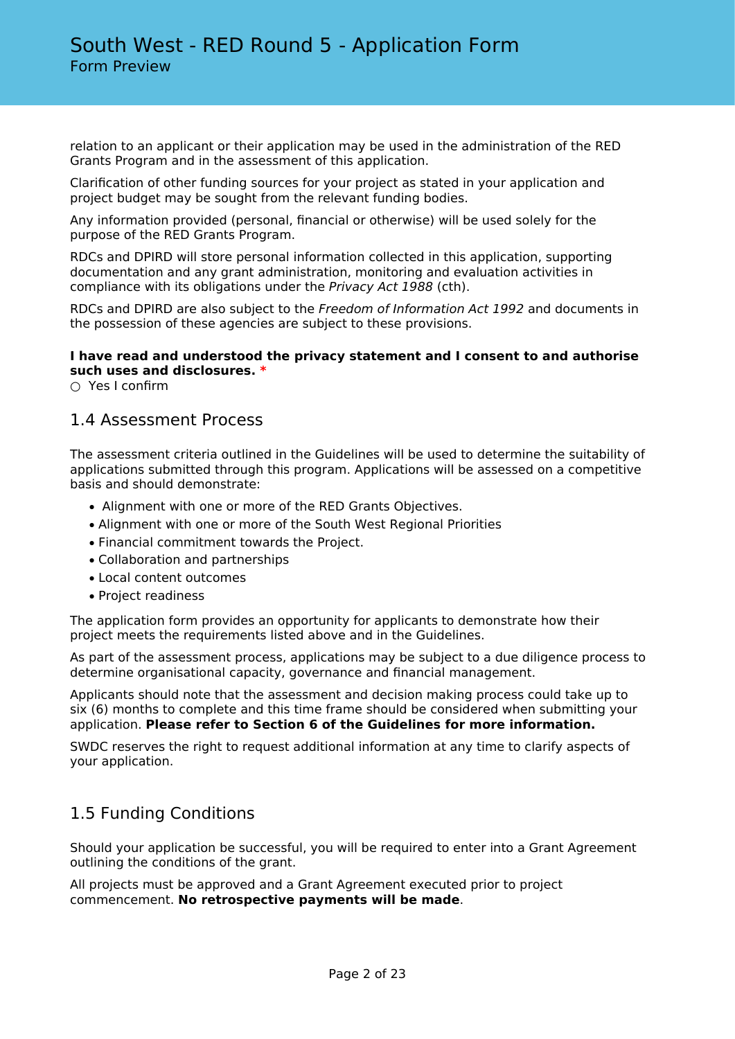relation to an applicant or their application may be used in the administration of the RED Grants Program and in the assessment of this application.

Clarification of other funding sources for your project as stated in your application and project budget may be sought from the relevant funding bodies.

Any information provided (personal, financial or otherwise) will be used solely for the purpose of the RED Grants Program.

RDCs and DPIRD will store personal information collected in this application, supporting documentation and any grant administration, monitoring and evaluation activities in compliance with its obligations under the *Privacy Act 1988* (cth).

RDCs and DPIRD are also subject to the *Freedom of Information Act 1992* and documents in the possession of these agencies are subject to these provisions.

**I have read and understood the privacy statement and I consent to and authorise such uses and disclosures.** *

○ Yes I confirm

## 1.4 Assessment Process

The assessment criteria outlined in the Guidelines will be used to determine the suitability of applications submitted through this program. Applications will be assessed on a competitive basis and should demonstrate:

- Alignment with one or more of the RED Grants Objectives.
- Alignment with one or more of the South West Regional Priorities
- Financial commitment towards the Project.
- Collaboration and partnerships
- Local content outcomes
- Project readiness

The application form provides an opportunity for applicants to demonstrate how their project meets the requirements listed above and in the Guidelines.

As part of the assessment process, applications may be subject to a due diligence process to determine organisational capacity, governance and financial management.

Applicants should note that the assessment and decision making process could take up to six (6) months to complete and this time frame should be considered when submitting your application. **Please refer to Section 6 of the Guidelines for more information.**

SWDC reserves the right to request additional information at any time to clarify aspects of your application.

## 1.5 Funding Conditions

Should your application be successful, you will be required to enter into a Grant Agreement outlining the conditions of the grant.

All projects must be approved and a Grant Agreement executed prior to project commencement. **No retrospective payments will be made**.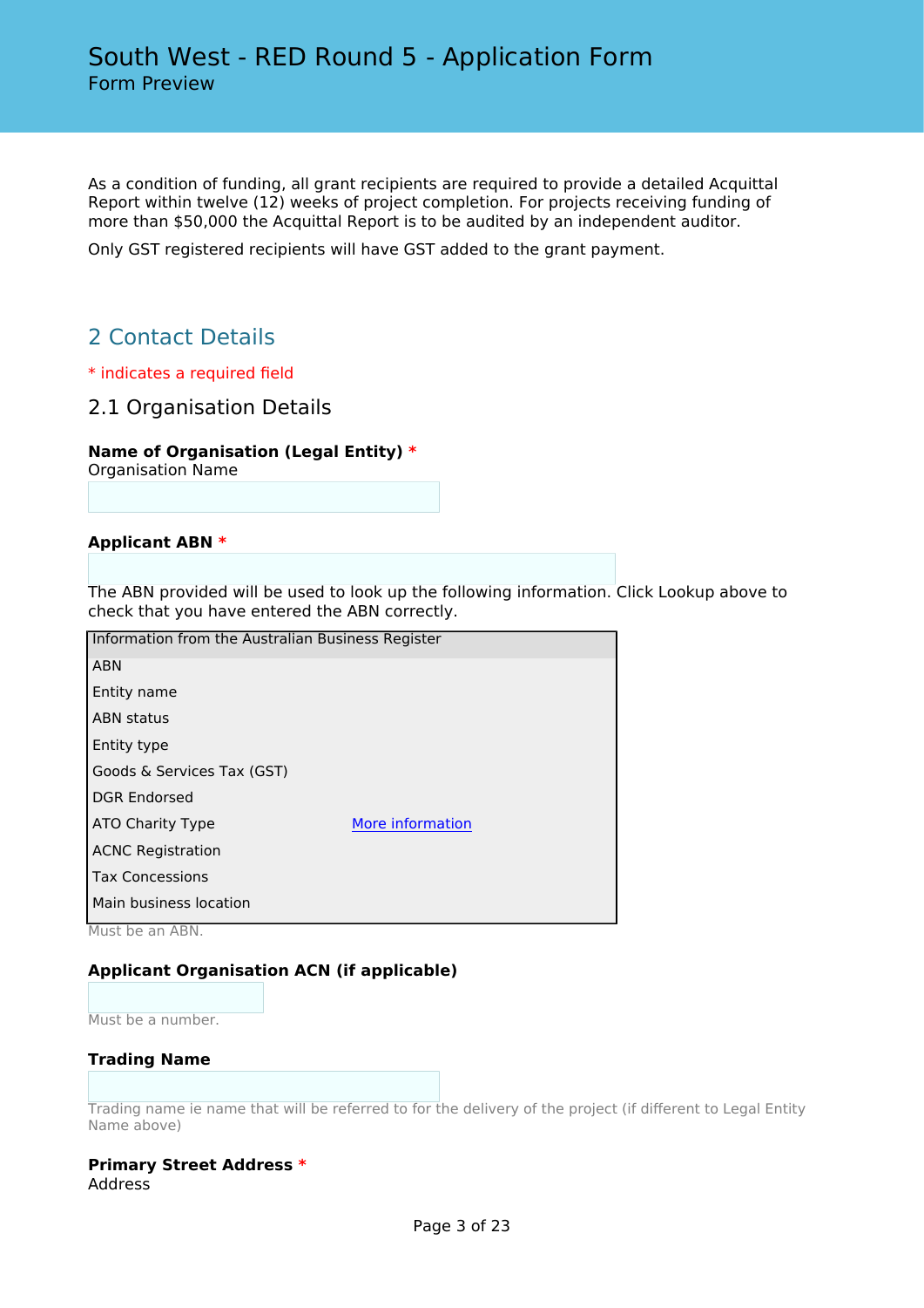As a condition of funding, all grant recipients are required to provide a detailed Acquittal Report within twelve (12) weeks of project completion. For projects receiving funding of more than $50,000 the Acquittal Report is to be audited by an independent auditor.

Only GST registered recipients will have GST added to the grant payment.

## 2 Contact Details

* indicates a required field

### 2.1 Organisation Details

**Name of Organisation (Legal Entity)** *
Organisation Name

**Applicant ABN** *

The ABN provided will be used to look up the following information. Click Lookup above to check that you have entered the ABN correctly.

| Information from the Australian Business Register | |
|---|---|
| ABN | |
| Entity name | |
| ABN status | |
| Entity type | |
| Goods & Services Tax (GST) | |
| DGR Endorsed | |
| ATO Charity Type | More information |
| ACNC Registration | |
| Tax Concessions | |
| Main business location | |

Must be an ABN.

**Applicant Organisation ACN (if applicable)**

Must be a number.

**Trading Name**

Trading name ie name that will be referred to for the delivery of the project (if different to Legal Entity Name above)

**Primary Street Address** *
Address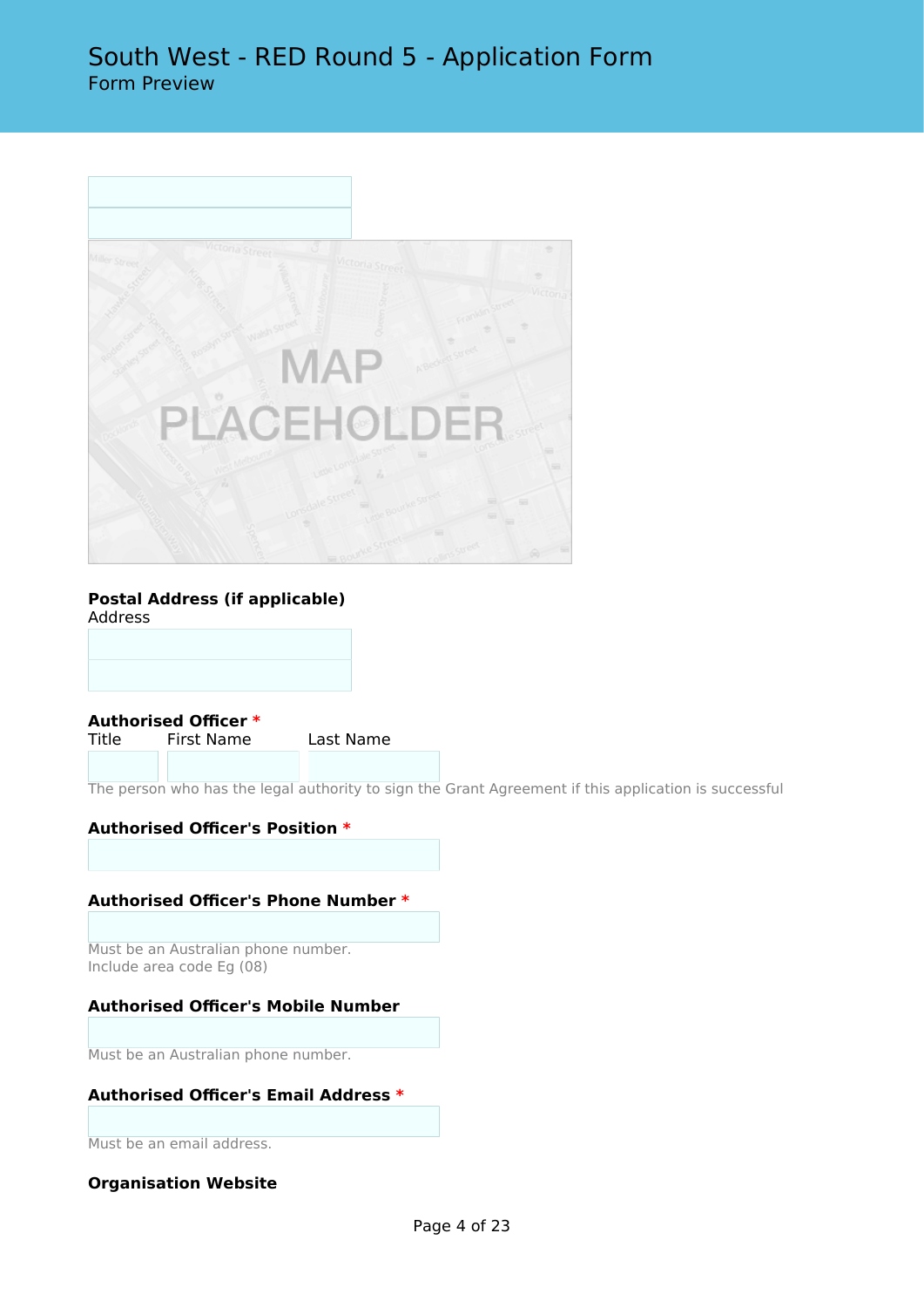MAP PLACEHOLDER

**Postal Address (if applicable)**

Address

**Authorised Officer** *

Title First Name Last Name

The person who has the legal authority to sign the Grant Agreement if this application is successful

**Authorised Officer's Position** *

**Authorised Officer's Phone Number** *

Must be an Australian phone number.
Include area code Eg (08)

**Authorised Officer's Mobile Number**

Must be an Australian phone number.

**Authorised Officer's Email Address** *

Must be an email address.

**Organisation Website**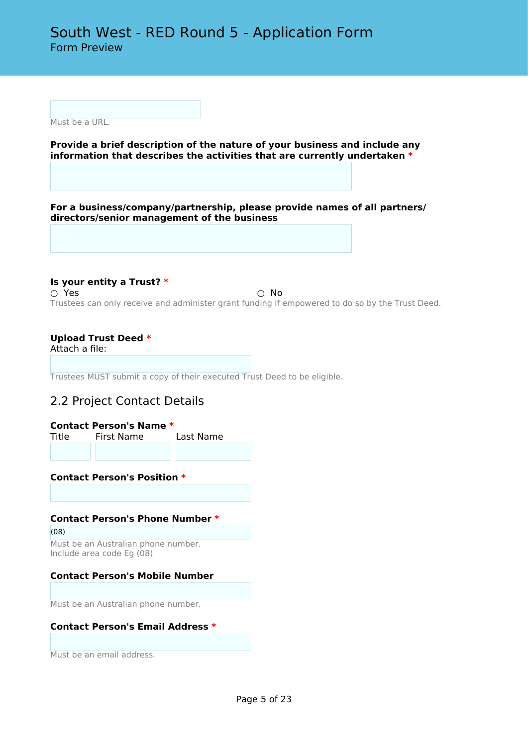Must be a URL.

**Provide a brief description of the nature of your business and include any information that describes the activities that are currently undertaken** *

**For a business/company/partnership, please provide names of all partners/ directors/senior management of the business**

**Is your entity a Trust?** *

○ Yes ○ No

Trustees can only receive and administer grant funding if empowered to do so by the Trust Deed.

**Upload Trust Deed** *

Attach a file:

Trustees MUST submit a copy of their executed Trust Deed to be eligible.

## 2.2 Project Contact Details

**Contact Person's Name** *

Title First Name Last Name

**Contact Person's Position** *

**Contact Person's Phone Number** *

(08)

Must be an Australian phone number.
Include area code Eg (08)

**Contact Person's Mobile Number**

Must be an Australian phone number.

**Contact Person's Email Address** *

Must be an email address.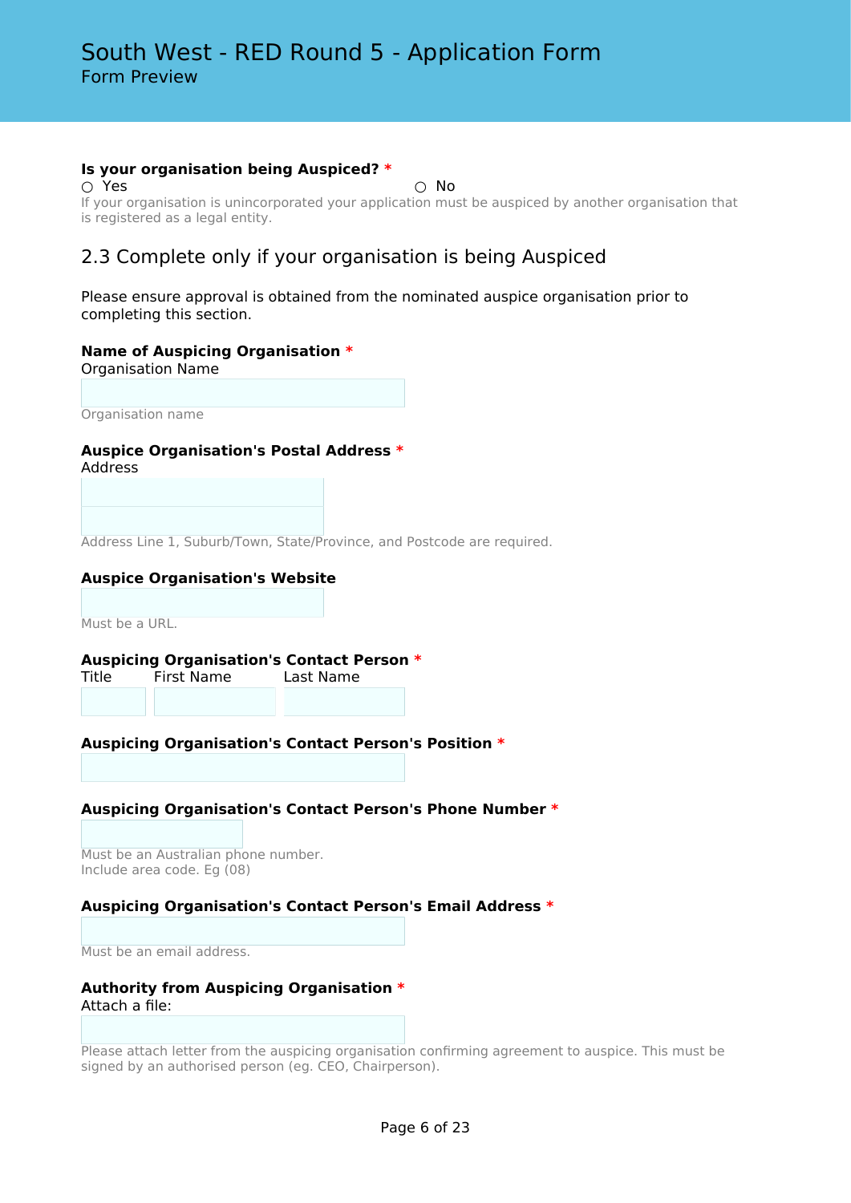**Is your organisation being Auspiced? ***

○ Yes ○ No

If your organisation is unincorporated your application must be auspiced by another organisation that is registered as a legal entity.

## 2.3 Complete only if your organisation is being Auspiced

Please ensure approval is obtained from the nominated auspice organisation prior to completing this section.

**Name of Auspicing Organisation ***

Organisation Name

Organisation name

**Auspice Organisation's Postal Address ***

Address

Address Line 1, Suburb/Town, State/Province, and Postcode are required.

**Auspice Organisation's Website**

Must be a URL.

**Auspicing Organisation's Contact Person ***

Title First Name Last Name

**Auspicing Organisation's Contact Person's Position ***

**Auspicing Organisation's Contact Person's Phone Number ***

Must be an Australian phone number.
Include area code. Eg (08)

**Auspicing Organisation's Contact Person's Email Address ***

Must be an email address.

**Authority from Auspicing Organisation ***

Attach a file:

Please attach letter from the auspicing organisation confirming agreement to auspice. This must be signed by an authorised person (eg. CEO, Chairperson).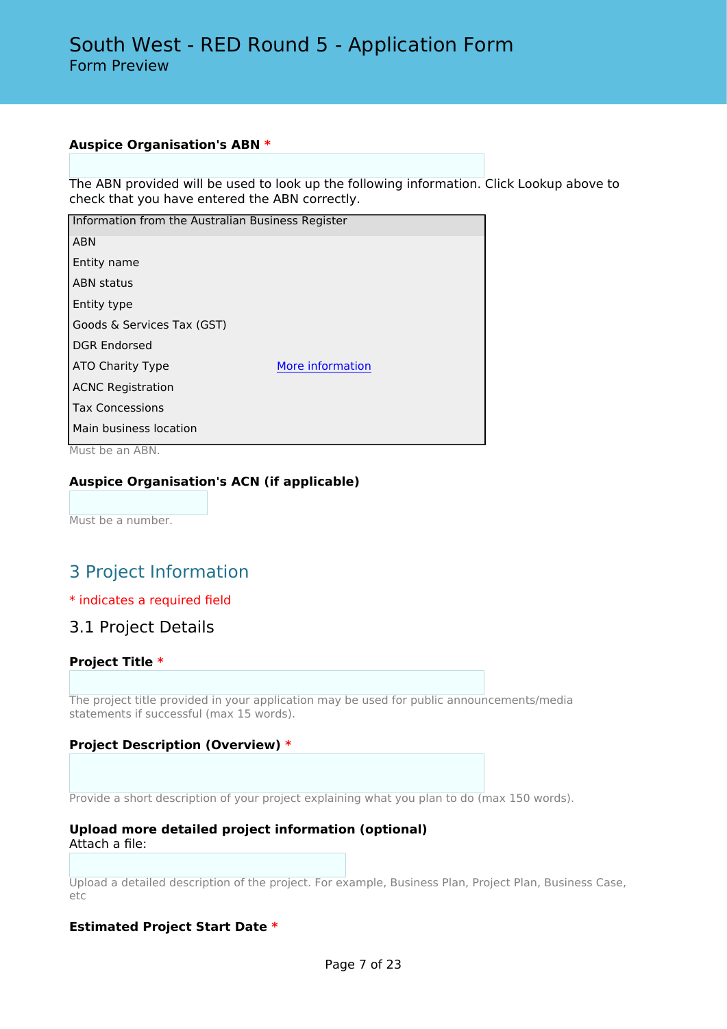**Auspice Organisation's ABN** *

The ABN provided will be used to look up the following information. Click Lookup above to check that you have entered the ABN correctly.

| Information from the Australian Business Register | |
|---|---|
| ABN | |
| Entity name | |
| ABN status | |
| Entity type | |
| Goods & Services Tax (GST) | |
| DGR Endorsed | |
| ATO Charity Type | More information |
| ACNC Registration | |
| Tax Concessions | |
| Main business location | |

Must be an ABN.

**Auspice Organisation's ACN (if applicable)**

Must be a number.

## 3 Project Information

* indicates a required field

### 3.1 Project Details

**Project Title** *

The project title provided in your application may be used for public announcements/media statements if successful (max 15 words).

**Project Description (Overview)** *

Provide a short description of your project explaining what you plan to do (max 150 words).

**Upload more detailed project information (optional)**
Attach a file:

Upload a detailed description of the project. For example, Business Plan, Project Plan, Business Case, etc

**Estimated Project Start Date** *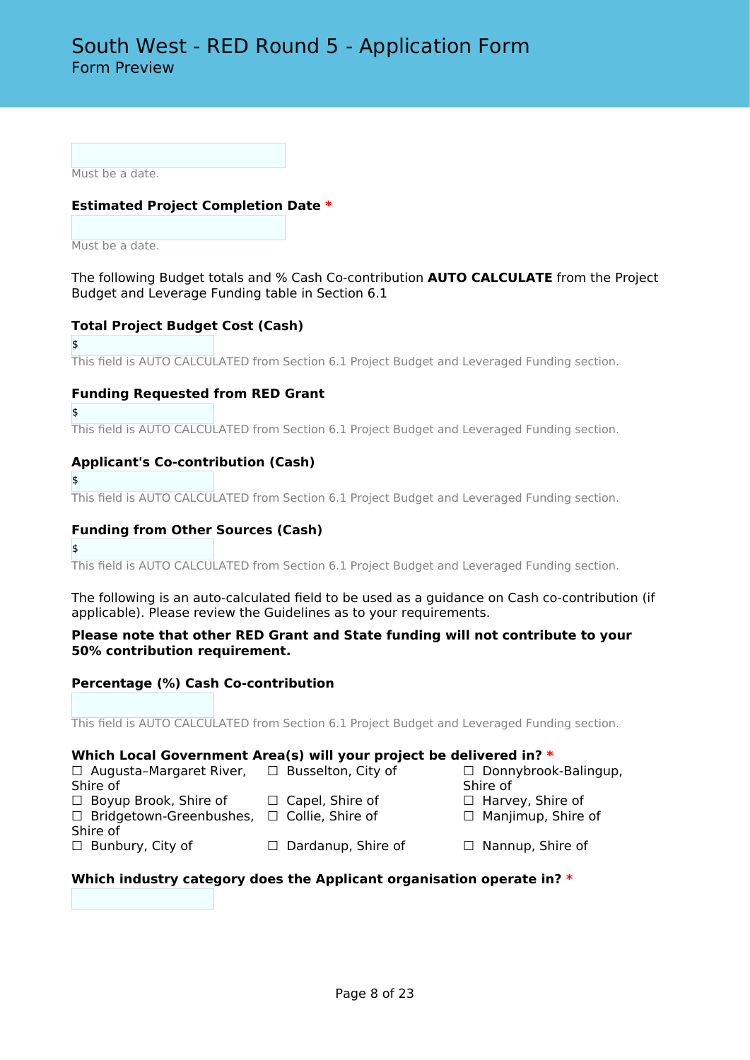# South West - RED Round 5 - Application Form

Form Preview

Must be a date.

**Estimated Project Completion Date** *

Must be a date.

The following Budget totals and % Cash Co-contribution **AUTO CALCULATE** from the Project Budget and Leverage Funding table in Section 6.1

**Total Project Budget Cost (Cash)**

$

This field is AUTO CALCULATED from Section 6.1 Project Budget and Leveraged Funding section.

**Funding Requested from RED Grant**

$

This field is AUTO CALCULATED from Section 6.1 Project Budget and Leveraged Funding section.

**Applicant's Co-contribution (Cash)**

$

This field is AUTO CALCULATED from Section 6.1 Project Budget and Leveraged Funding section.

**Funding from Other Sources (Cash)**

$

This field is AUTO CALCULATED from Section 6.1 Project Budget and Leveraged Funding section.

The following is an auto-calculated field to be used as a guidance on Cash co-contribution (if applicable). Please review the Guidelines as to your requirements.

**Please note that other RED Grant and State funding will not contribute to your 50% contribution requirement.**

**Percentage (%) Cash Co-contribution**

This field is AUTO CALCULATED from Section 6.1 Project Budget and Leveraged Funding section.

**Which Local Government Area(s) will your project be delivered in?** *

- ☐ Augusta–Margaret River, Shire of
- ☐ Boyup Brook, Shire of
- ☐ Bridgetown-Greenbushes, Shire of
- ☐ Bunbury, City of
- ☐ Busselton, City of
- ☐ Capel, Shire of
- ☐ Collie, Shire of
- ☐ Dardanup, Shire of
- ☐ Donnybrook-Balingup, Shire of
- ☐ Harvey, Shire of
- ☐ Manjimup, Shire of
- ☐ Nannup, Shire of

**Which industry category does the Applicant organisation operate in?** *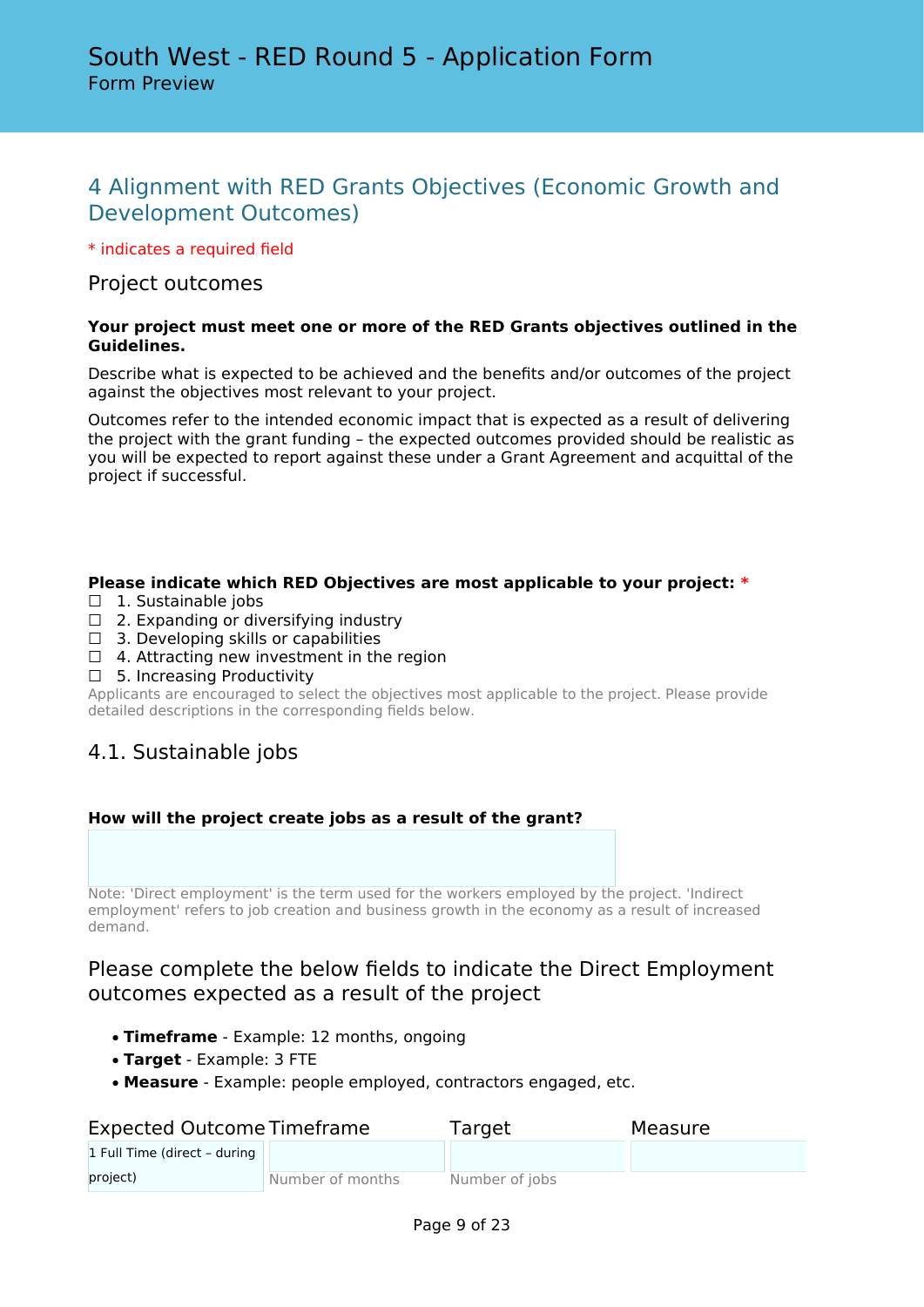# South West - RED Round 5 - Application Form

Form Preview

## 4 Alignment with RED Grants Objectives (Economic Growth and Development Outcomes)

* indicates a required field

### Project outcomes

**Your project must meet one or more of the RED Grants objectives outlined in the Guidelines.**

Describe what is expected to be achieved and the benefits and/or outcomes of the project against the objectives most relevant to your project.

Outcomes refer to the intended economic impact that is expected as a result of delivering the project with the grant funding – the expected outcomes provided should be realistic as you will be expected to report against these under a Grant Agreement and acquittal of the project if successful.

**Please indicate which RED Objectives are most applicable to your project:** *

☐ 1. Sustainable jobs
☐ 2. Expanding or diversifying industry
☐ 3. Developing skills or capabilities
☐ 4. Attracting new investment in the region
☐ 5. Increasing Productivity

Applicants are encouraged to select the objectives most applicable to the project. Please provide detailed descriptions in the corresponding fields below.

### 4.1. Sustainable jobs

**How will the project create jobs as a result of the grant?**

Note: 'Direct employment' is the term used for the workers employed by the project. 'Indirect employment' refers to job creation and business growth in the economy as a result of increased demand.

### Please complete the below fields to indicate the Direct Employment outcomes expected as a result of the project

- **Timeframe** - Example: 12 months, ongoing
- **Target** - Example: 3 FTE
- **Measure** - Example: people employed, contractors engaged, etc.

| Expected Outcome | Timeframe | Target | Measure |
| --- | --- | --- | --- |
| 1 Full Time (direct – during project) | Number of months | Number of jobs | |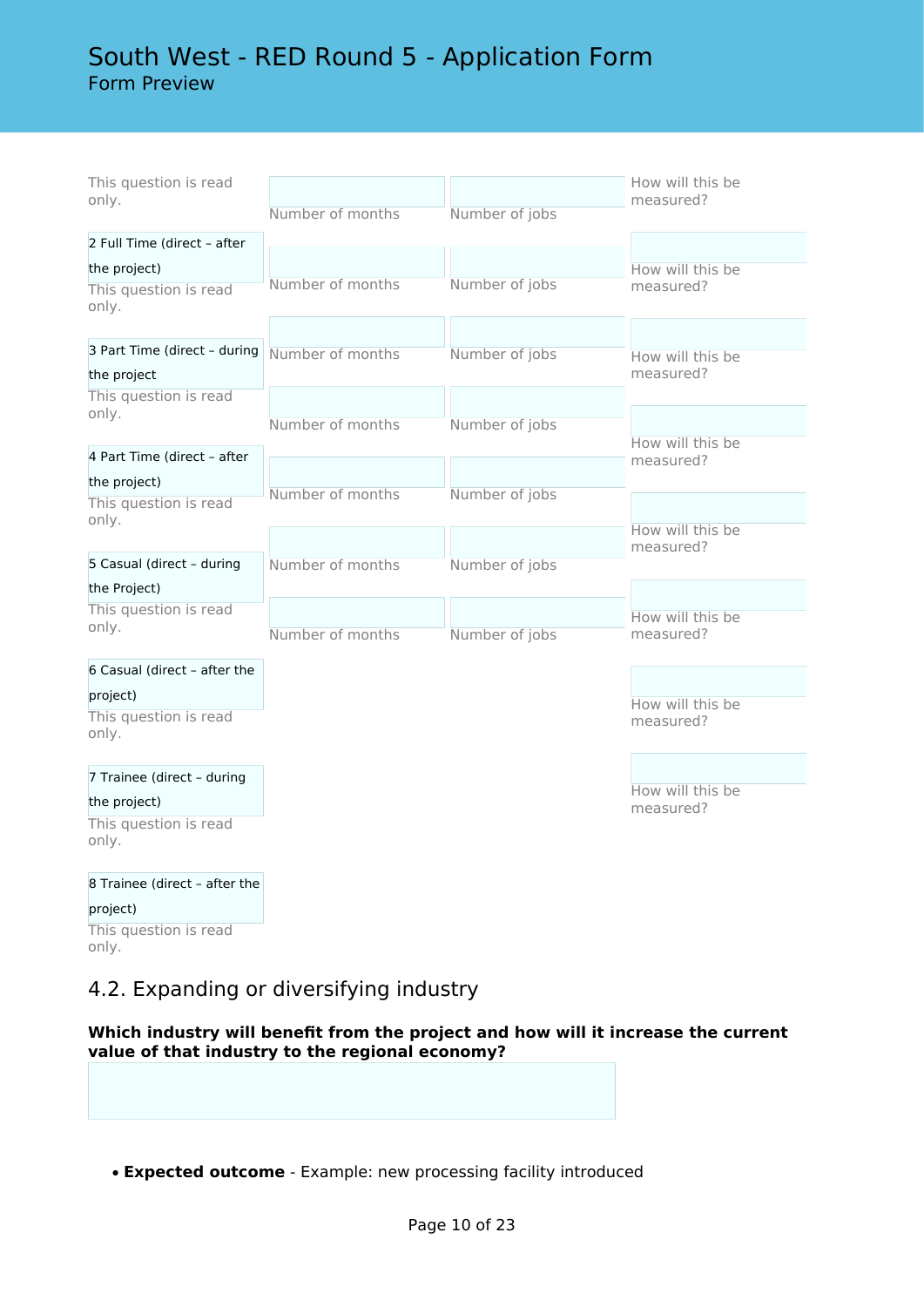| | | | |
|---|---|---|---|
| This question is read only. | Number of months | Number of jobs | How will this be measured? |
| 2 Full Time (direct – after the project) This question is read only. | Number of months | Number of jobs | How will this be measured? |
| 3 Part Time (direct – during the project This question is read only. | Number of months | Number of jobs | How will this be measured? |
| | Number of months | Number of jobs | How will this be measured? |
| 4 Part Time (direct – after the project) This question is read only. | Number of months | Number of jobs | How will this be measured? |
| 5 Casual (direct – during the Project) This question is read only. | Number of months | Number of jobs | How will this be measured? |
| | Number of months | Number of jobs | How will this be measured? |
| 6 Casual (direct – after the project) This question is read only. | | | How will this be measured? |
| 7 Trainee (direct – during the project) This question is read only. | | | How will this be measured? |
| 8 Trainee (direct – after the project) This question is read only. | | | |

## 4.2. Expanding or diversifying industry

**Which industry will benefit from the project and how will it increase the current value of that industry to the regional economy?**

- **Expected outcome** - Example: new processing facility introduced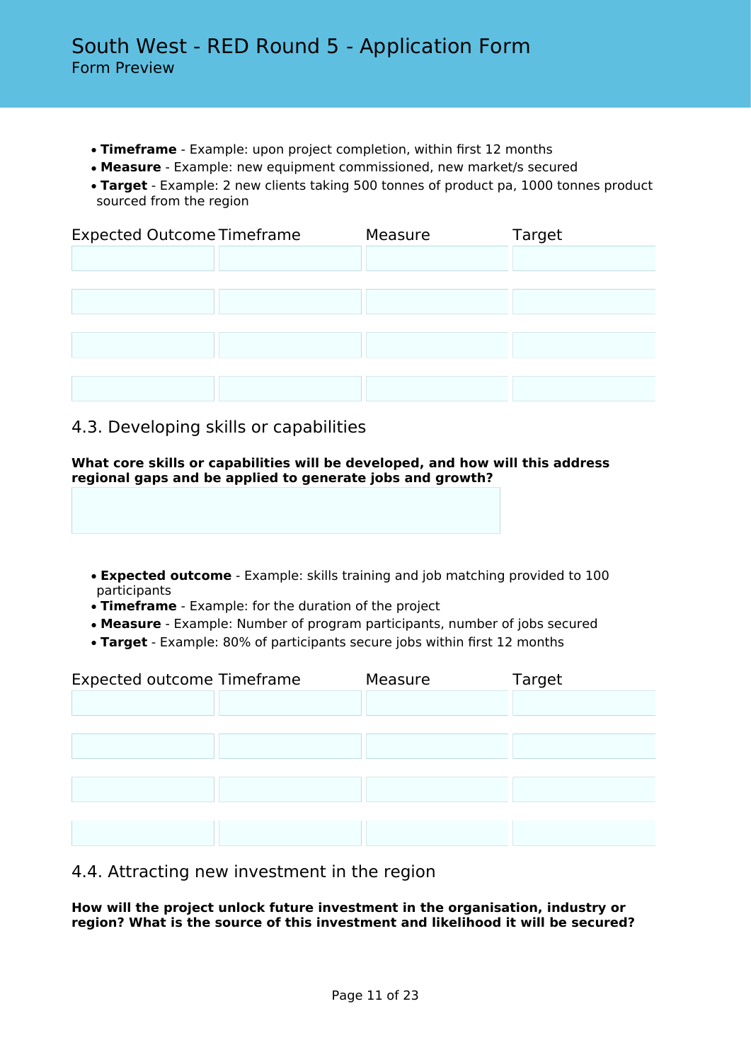- **Timeframe** - Example: upon project completion, within first 12 months
- **Measure** - Example: new equipment commissioned, new market/s secured
- **Target** - Example: 2 new clients taking 500 tonnes of product pa, 1000 tonnes product sourced from the region

| Expected Outcome | Timeframe | Measure | Target |
| --- | --- | --- | --- |
| | | | |
| | | | |
| | | | |
| | | | |

## 4.3. Developing skills or capabilities

**What core skills or capabilities will be developed, and how will this address regional gaps and be applied to generate jobs and growth?**

- **Expected outcome** - Example: skills training and job matching provided to 100 participants
- **Timeframe** - Example: for the duration of the project
- **Measure** - Example: Number of program participants, number of jobs secured
- **Target** - Example: 80% of participants secure jobs within first 12 months

| Expected outcome | Timeframe | Measure | Target |
| --- | --- | --- | --- |
| | | | |
| | | | |
| | | | |
| | | | |

## 4.4. Attracting new investment in the region

**How will the project unlock future investment in the organisation, industry or region? What is the source of this investment and likelihood it will be secured?**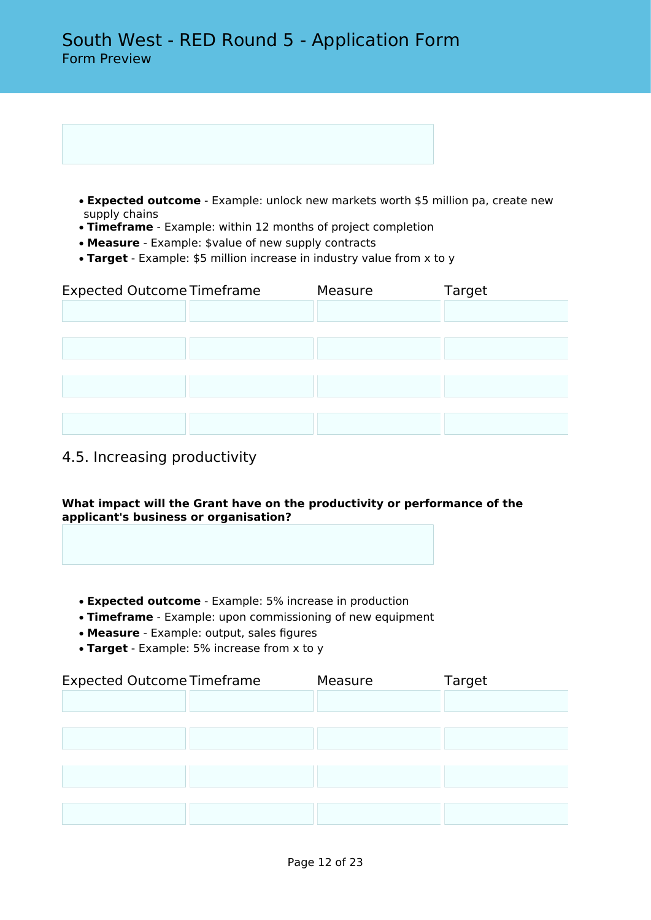- **Expected outcome** - Example: unlock new markets worth $5 million pa, create new supply chains
- **Timeframe** - Example: within 12 months of project completion
- **Measure** - Example: $value of new supply contracts
- **Target** - Example: $5 million increase in industry value from x to y

| Expected Outcome | Timeframe | Measure | Target |
|---|---|---|---|
| | | | |
| | | | |
| | | | |
| | | | |

## 4.5. Increasing productivity

**What impact will the Grant have on the productivity or performance of the applicant's business or organisation?**

- **Expected outcome** - Example: 5% increase in production
- **Timeframe** - Example: upon commissioning of new equipment
- **Measure** - Example: output, sales figures
- **Target** - Example: 5% increase from x to y

| Expected Outcome | Timeframe | Measure | Target |
|---|---|---|---|
| | | | |
| | | | |
| | | | |
| | | | |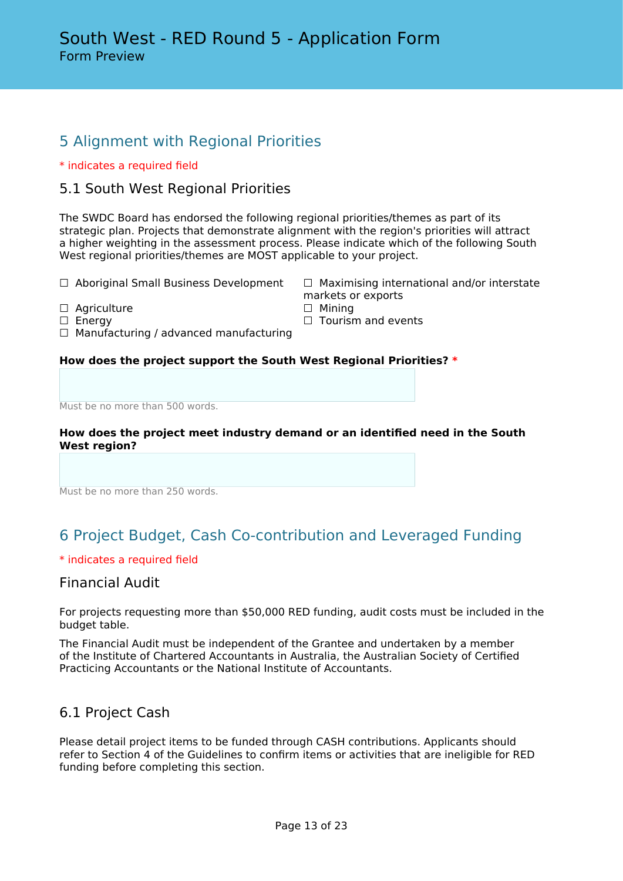# 5 Alignment with Regional Priorities

* indicates a required field

## 5.1 South West Regional Priorities

The SWDC Board has endorsed the following regional priorities/themes as part of its strategic plan. Projects that demonstrate alignment with the region's priorities will attract a higher weighting in the assessment process. Please indicate which of the following South West regional priorities/themes are MOST applicable to your project.

- ☐ Aboriginal Small Business Development
- ☐ Agriculture
- ☐ Energy
- ☐ Manufacturing / advanced manufacturing
- ☐ Maximising international and/or interstate markets or exports
- ☐ Mining
- ☐ Tourism and events

**How does the project support the South West Regional Priorities?** *

Must be no more than 500 words.

**How does the project meet industry demand or an identified need in the South West region?**

Must be no more than 250 words.

# 6 Project Budget, Cash Co-contribution and Leveraged Funding

* indicates a required field

## Financial Audit

For projects requesting more than $50,000 RED funding, audit costs must be included in the budget table.

The Financial Audit must be independent of the Grantee and undertaken by a member of the Institute of Chartered Accountants in Australia, the Australian Society of Certified Practicing Accountants or the National Institute of Accountants.

## 6.1 Project Cash

Please detail project items to be funded through CASH contributions. Applicants should refer to Section 4 of the Guidelines to confirm items or activities that are ineligible for RED funding before completing this section.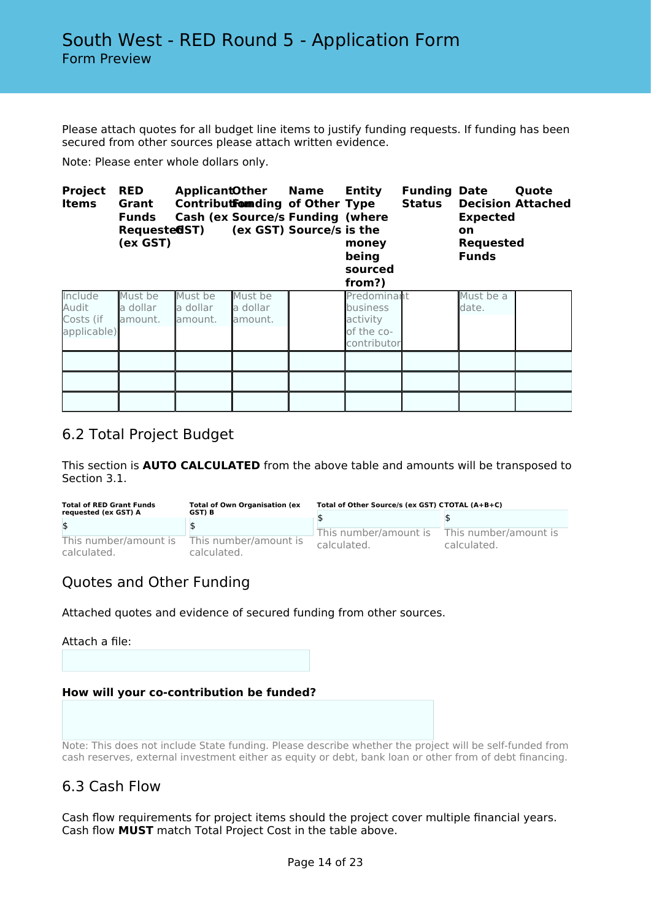# South West - RED Round 5 - Application Form

Form Preview

Please attach quotes for all budget line items to justify funding requests. If funding has been secured from other sources please attach written evidence.

Note: Please enter whole dollars only.

| Project Items | RED Grant Funds Requested (ex GST) | Applicant Contribution Cash (ex GST) | Other Funding Source/s (ex GST) | Name of Other Funding Source/s | Entity Type (where is the money being sourced from?) | Funding Status | Date Decision Expected on Requested Funds | Quote Attached |
|---|---|---|---|---|---|---|---|---|
| Include Audit Costs (if applicable) | Must be a dollar amount. | Must be a dollar amount. | Must be a dollar amount. | | Predominant business activity of the co-contributor | | Must be a date. | |
| | | | | | | | | |
| | | | | | | | | |
| | | | | | | | | |

## 6.2 Total Project Budget

This section is **AUTO CALCULATED** from the above table and amounts will be transposed to Section 3.1.

| Total of RED Grant Funds requested (ex GST) A | Total of Own Organisation (ex GST) B | Total of Other Source/s (ex GST) C | TOTAL (A+B+C) |
|---|---|---|---|
| $ | $ | $ | $ |
| This number/amount is calculated. | This number/amount is calculated. | This number/amount is calculated. | This number/amount is calculated. |

## Quotes and Other Funding

Attached quotes and evidence of secured funding from other sources.

Attach a file:

**How will your co-contribution be funded?**

Note: This does not include State funding. Please describe whether the project will be self-funded from cash reserves, external investment either as equity or debt, bank loan or other from of debt financing.

## 6.3 Cash Flow

Cash flow requirements for project items should the project cover multiple financial years. Cash flow **MUST** match Total Project Cost in the table above.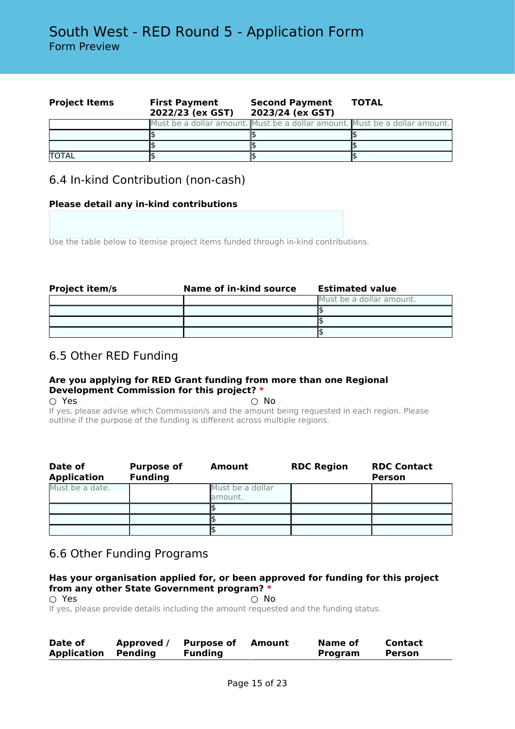| Project Items | First Payment 2022/23 (ex GST) | Second Payment 2023/24 (ex GST) | TOTAL |
|---|---|---|---|
| | Must be a dollar amount. | Must be a dollar amount. | Must be a dollar amount. |
| | $ | $ | $ |
| | $ | $ | $ |
| TOTAL | $ | $ | $ |

## 6.4 In-kind Contribution (non-cash)

**Please detail any in-kind contributions**

Use the table below to itemise project items funded through in-kind contributions.

| Project item/s | Name of in-kind source | Estimated value |
|---|---|---|
| | | Must be a dollar amount. |
| | | $ |
| | | $ |
| | | $ |

## 6.5 Other RED Funding

**Are you applying for RED Grant funding from more than one Regional Development Commission for this project? \***

○ Yes ○ No

If yes, please advise which Commission/s and the amount being requested in each region. Please outline if the purpose of the funding is different across multiple regions.

| Date of Application | Purpose of Funding | Amount | RDC Region | RDC Contact Person |
|---|---|---|---|---|
| Must be a date. | | Must be a dollar amount. | | |
| | | $ | | |
| | | $ | | |
| | | $ | | |

## 6.6 Other Funding Programs

**Has your organisation applied for, or been approved for funding for this project from any other State Government program? \***

○ Yes ○ No

If yes, please provide details including the amount requested and the funding status.

| Date of Application | Approved / Pending | Purpose of Funding | Amount | Name of Program | Contact Person |
|---|---|---|---|---|---|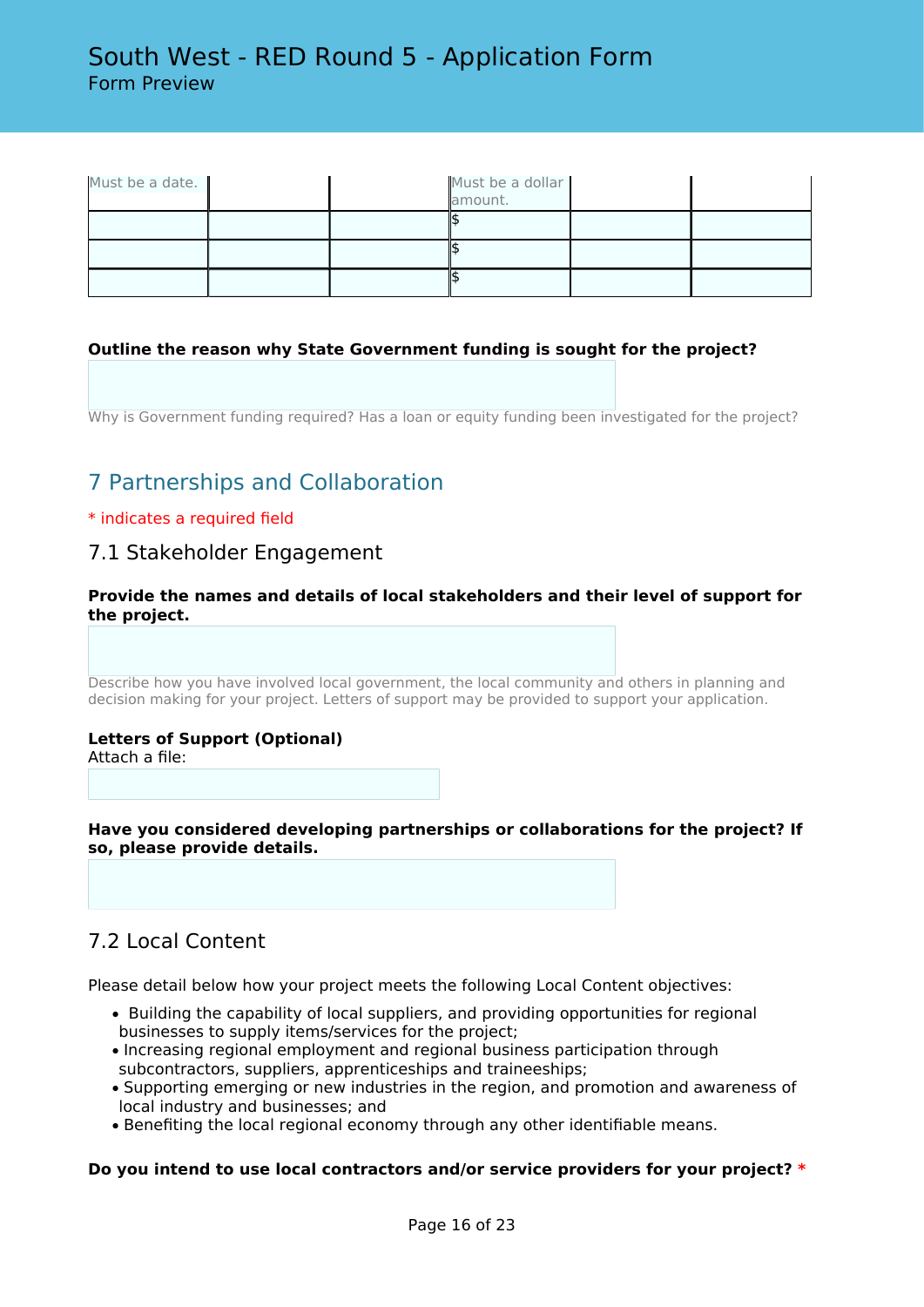# South West - RED Round 5 - Application Form
Form Preview

| Must be a date. | | | Must be a dollar amount. | | |
|---|---|---|---|---|---|
| | | | $ | | |
| | | | $ | | |
| | | | $ | | |

**Outline the reason why State Government funding is sought for the project?**

Why is Government funding required? Has a loan or equity funding been investigated for the project?

## 7 Partnerships and Collaboration

\* indicates a required field

### 7.1 Stakeholder Engagement

**Provide the names and details of local stakeholders and their level of support for the project.**

Describe how you have involved local government, the local community and others in planning and decision making for your project. Letters of support may be provided to support your application.

**Letters of Support (Optional)**
Attach a file:

**Have you considered developing partnerships or collaborations for the project? If so, please provide details.**

### 7.2 Local Content

Please detail below how your project meets the following Local Content objectives:

- Building the capability of local suppliers, and providing opportunities for regional businesses to supply items/services for the project;
- Increasing regional employment and regional business participation through subcontractors, suppliers, apprenticeships and traineeships;
- Supporting emerging or new industries in the region, and promotion and awareness of local industry and businesses; and
- Benefiting the local regional economy through any other identifiable means.

**Do you intend to use local contractors and/or service providers for your project?** *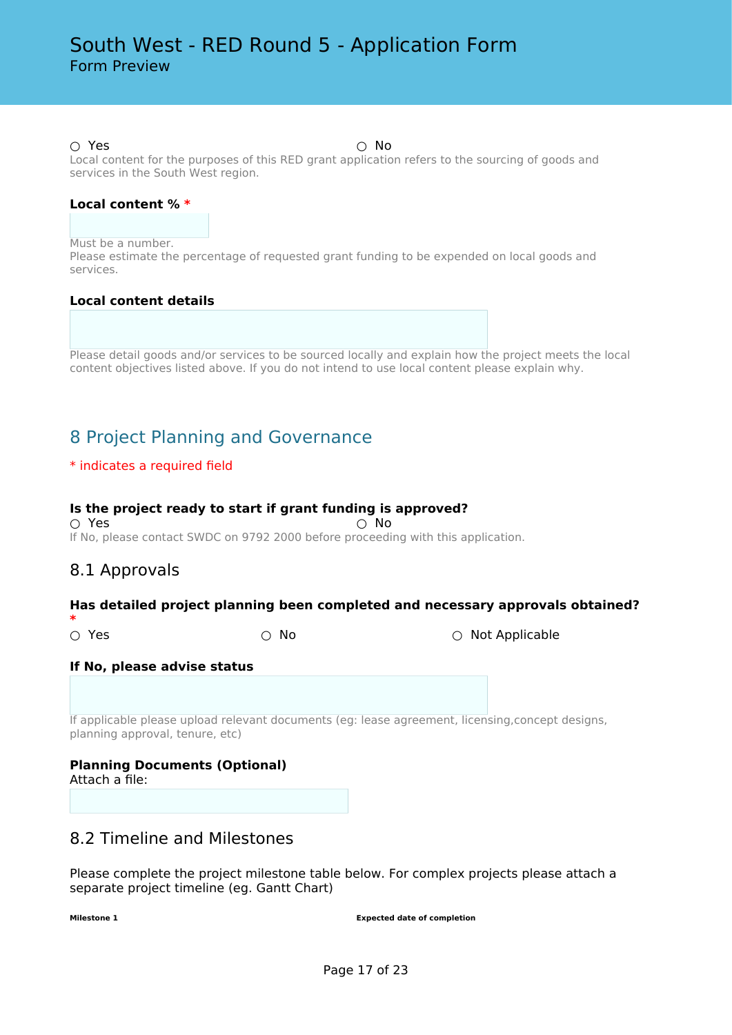# South West - RED Round 5 - Application Form
Form Preview

○ Yes ○ No

Local content for the purposes of this RED grant application refers to the sourcing of goods and services in the South West region.

**Local content % \***

Must be a number.
Please estimate the percentage of requested grant funding to be expended on local goods and services.

**Local content details**

Please detail goods and/or services to be sourced locally and explain how the project meets the local content objectives listed above. If you do not intend to use local content please explain why.

## 8 Project Planning and Governance

\* indicates a required field

**Is the project ready to start if grant funding is approved?**

○ Yes ○ No

If No, please contact SWDC on 9792 2000 before proceeding with this application.

### 8.1 Approvals

**Has detailed project planning been completed and necessary approvals obtained? \***

○ Yes ○ No ○ Not Applicable

**If No, please advise status**

If applicable please upload relevant documents (eg: lease agreement, licensing,concept designs, planning approval, tenure, etc)

**Planning Documents (Optional)**

Attach a file:

### 8.2 Timeline and Milestones

Please complete the project milestone table below. For complex projects please attach a separate project timeline (eg. Gantt Chart)

| Milestone 1 | Expected date of completion |
| --- | --- |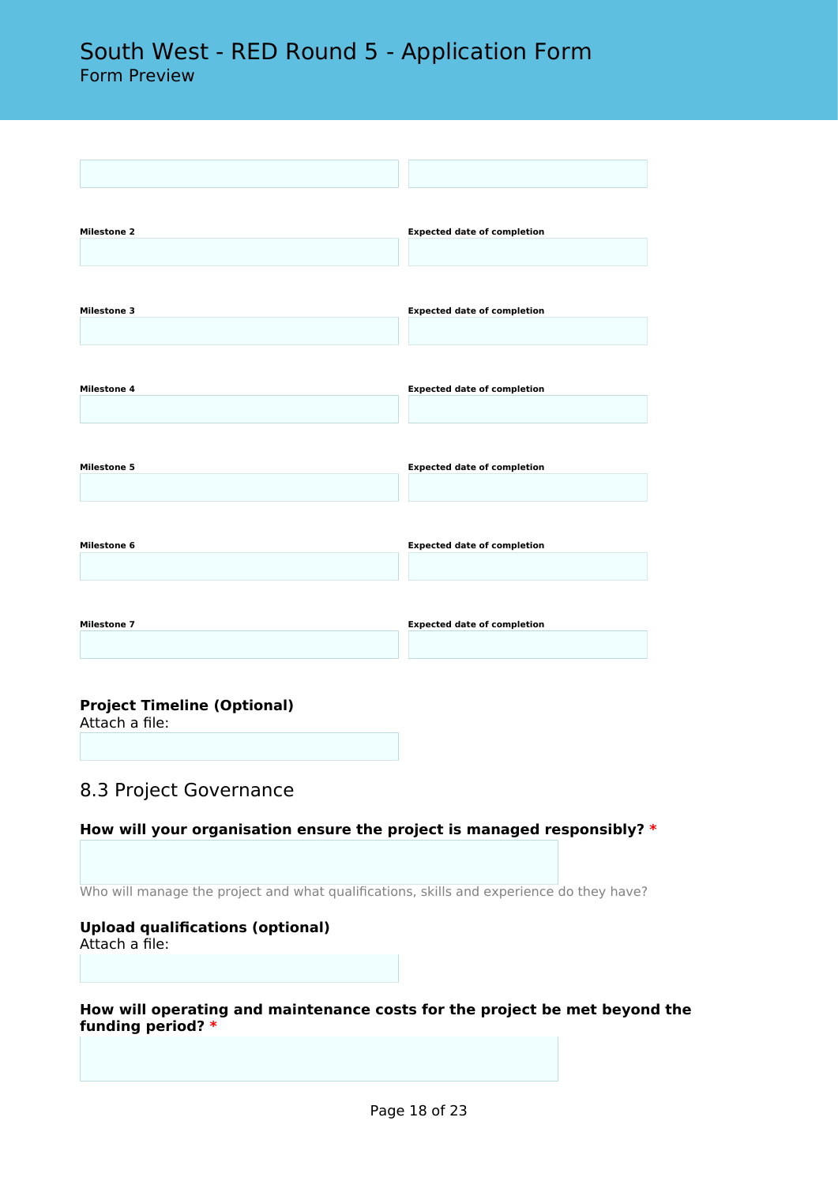**Milestone 2** | **Expected date of completion**

**Milestone 3** | **Expected date of completion**

**Milestone 4** | **Expected date of completion**

**Milestone 5** | **Expected date of completion**

**Milestone 6** | **Expected date of completion**

**Milestone 7** | **Expected date of completion**

**Project Timeline (Optional)**
Attach a file:

## 8.3 Project Governance

**How will your organisation ensure the project is managed responsibly?** *

Who will manage the project and what qualifications, skills and experience do they have?

**Upload qualifications (optional)**
Attach a file:

**How will operating and maintenance costs for the project be met beyond the funding period?** *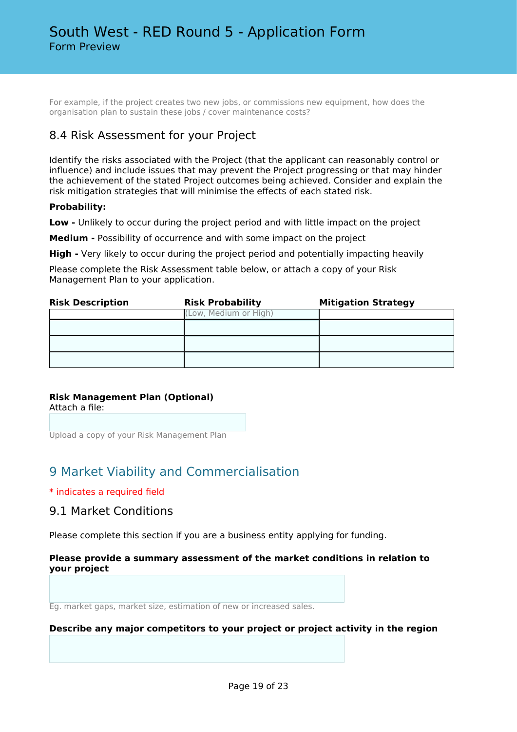For example, if the project creates two new jobs, or commissions new equipment, how does the organisation plan to sustain these jobs / cover maintenance costs?

### 8.4 Risk Assessment for your Project

Identify the risks associated with the Project (that the applicant can reasonably control or influence) and include issues that may prevent the Project progressing or that may hinder the achievement of the stated Project outcomes being achieved. Consider and explain the risk mitigation strategies that will minimise the effects of each stated risk.

**Probability:**

**Low -** Unlikely to occur during the project period and with little impact on the project

**Medium -** Possibility of occurrence and with some impact on the project

**High -** Very likely to occur during the project period and potentially impacting heavily

Please complete the Risk Assessment table below, or attach a copy of your Risk Management Plan to your application.

| Risk Description | Risk Probability | Mitigation Strategy |
|---|---|---|
| | (Low, Medium or High) | |
| | | |
| | | |
| | | |

**Risk Management Plan (Optional)**
Attach a file:

Upload a copy of your Risk Management Plan

## 9 Market Viability and Commercialisation

* indicates a required field

### 9.1 Market Conditions

Please complete this section if you are a business entity applying for funding.

**Please provide a summary assessment of the market conditions in relation to your project**

Eg. market gaps, market size, estimation of new or increased sales.

**Describe any major competitors to your project or project activity in the region**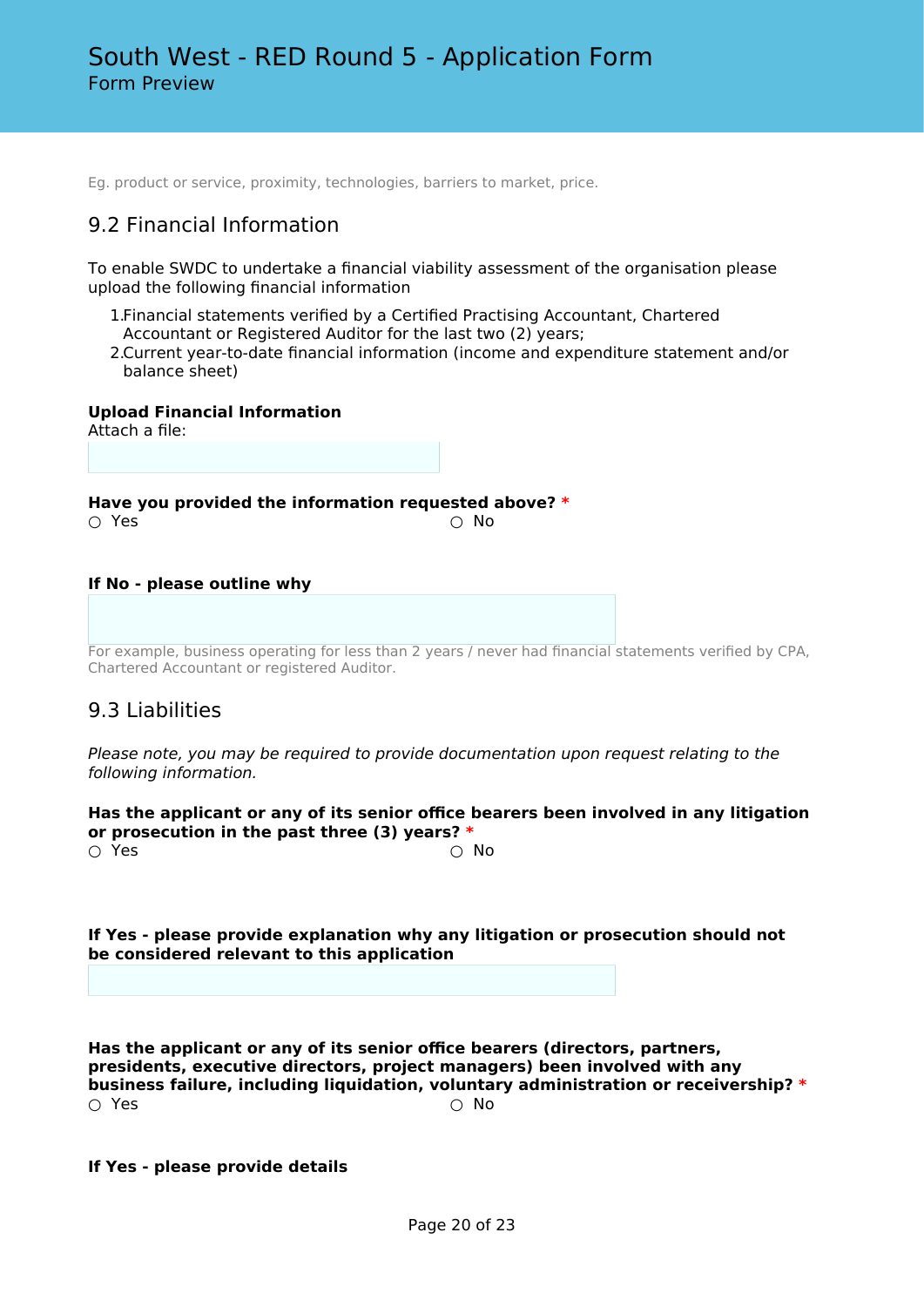Eg. product or service, proximity, technologies, barriers to market, price.

## 9.2 Financial Information

To enable SWDC to undertake a financial viability assessment of the organisation please upload the following financial information

1. Financial statements verified by a Certified Practising Accountant, Chartered Accountant or Registered Auditor for the last two (2) years;
2. Current year-to-date financial information (income and expenditure statement and/or balance sheet)

**Upload Financial Information**
Attach a file:

**Have you provided the information requested above?** *

○ Yes ○ No

**If No - please outline why**

For example, business operating for less than 2 years / never had financial statements verified by CPA, Chartered Accountant or registered Auditor.

## 9.3 Liabilities

*Please note, you may be required to provide documentation upon request relating to the following information.*

**Has the applicant or any of its senior office bearers been involved in any litigation or prosecution in the past three (3) years?** *

○ Yes ○ No

**If Yes - please provide explanation why any litigation or prosecution should not be considered relevant to this application**

**Has the applicant or any of its senior office bearers (directors, partners, presidents, executive directors, project managers) been involved with any business failure, including liquidation, voluntary administration or receivership?** *

○ Yes ○ No

**If Yes - please provide details**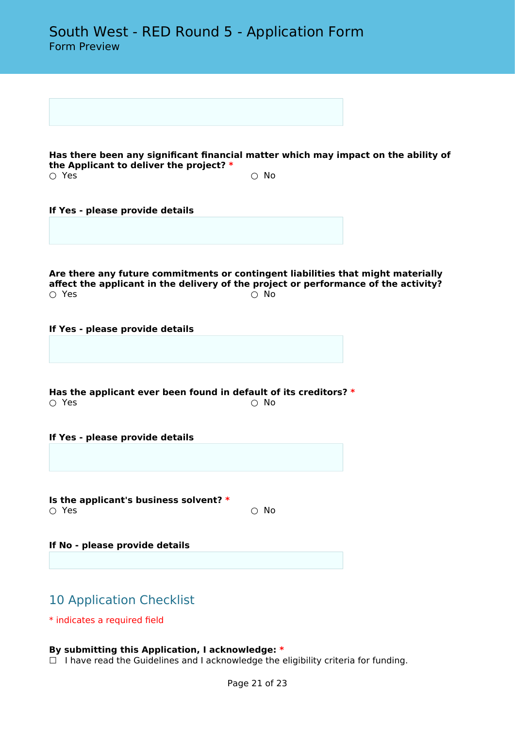**Has there been any significant financial matter which may impact on the ability of the Applicant to deliver the project?** *

○ Yes ○ No

**If Yes - please provide details**

**Are there any future commitments or contingent liabilities that might materially affect the applicant in the delivery of the project or performance of the activity?**

○ Yes ○ No

**If Yes - please provide details**

**Has the applicant ever been found in default of its creditors?** *

○ Yes ○ No

**If Yes - please provide details**

**Is the applicant's business solvent?** *

○ Yes ○ No

**If No - please provide details**

## 10 Application Checklist

* indicates a required field

**By submitting this Application, I acknowledge:** *

☐ I have read the Guidelines and I acknowledge the eligibility criteria for funding.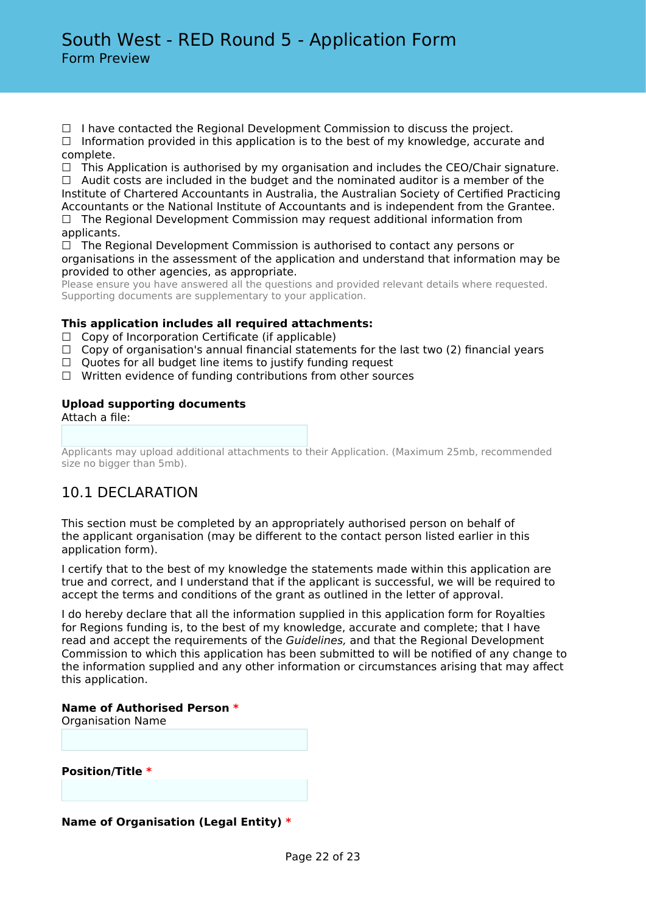☐ I have contacted the Regional Development Commission to discuss the project.
☐ Information provided in this application is to the best of my knowledge, accurate and complete.
☐ This Application is authorised by my organisation and includes the CEO/Chair signature.
☐ Audit costs are included in the budget and the nominated auditor is a member of the Institute of Chartered Accountants in Australia, the Australian Society of Certified Practicing Accountants or the National Institute of Accountants and is independent from the Grantee.
☐ The Regional Development Commission may request additional information from applicants.
☐ The Regional Development Commission is authorised to contact any persons or organisations in the assessment of the application and understand that information may be provided to other agencies, as appropriate.
Please ensure you have answered all the questions and provided relevant details where requested. Supporting documents are supplementary to your application.

**This application includes all required attachments:**
☐ Copy of Incorporation Certificate (if applicable)
☐ Copy of organisation's annual financial statements for the last two (2) financial years
☐ Quotes for all budget line items to justify funding request
☐ Written evidence of funding contributions from other sources

**Upload supporting documents**
Attach a file:

Applicants may upload additional attachments to their Application. (Maximum 25mb, recommended size no bigger than 5mb).

## 10.1 DECLARATION

This section must be completed by an appropriately authorised person on behalf of the applicant organisation (may be different to the contact person listed earlier in this application form).

I certify that to the best of my knowledge the statements made within this application are true and correct, and I understand that if the applicant is successful, we will be required to accept the terms and conditions of the grant as outlined in the letter of approval.

I do hereby declare that all the information supplied in this application form for Royalties for Regions funding is, to the best of my knowledge, accurate and complete; that I have read and accept the requirements of the *Guidelines,* and that the Regional Development Commission to which this application has been submitted to will be notified of any change to the information supplied and any other information or circumstances arising that may affect this application.

**Name of Authorised Person** *
Organisation Name

**Position/Title** *

**Name of Organisation (Legal Entity)** *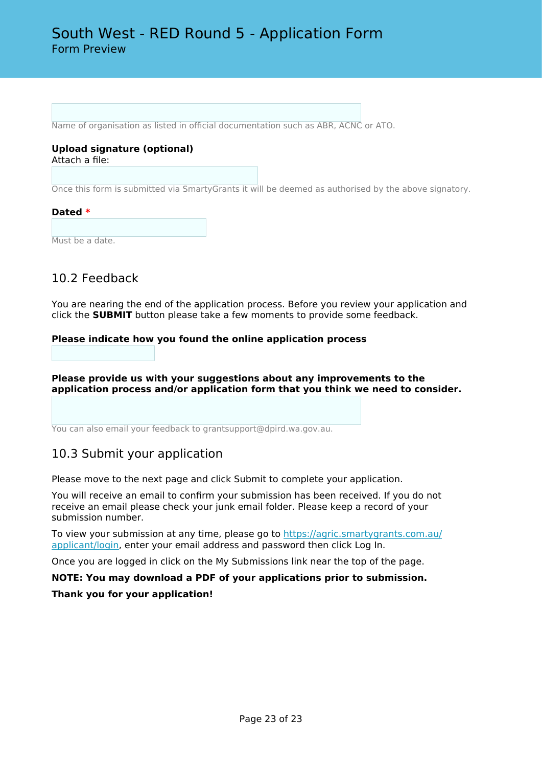Name of organisation as listed in official documentation such as ABR, ACNC or ATO.

**Upload signature (optional)**
Attach a file:

Once this form is submitted via SmartyGrants it will be deemed as authorised by the above signatory.

**Dated** *

Must be a date.

## 10.2 Feedback

You are nearing the end of the application process. Before you review your application and click the **SUBMIT** button please take a few moments to provide some feedback.

**Please indicate how you found the online application process**

**Please provide us with your suggestions about any improvements to the application process and/or application form that you think we need to consider.**

You can also email your feedback to grantsupport@dpird.wa.gov.au.

## 10.3 Submit your application

Please move to the next page and click Submit to complete your application.

You will receive an email to confirm your submission has been received. If you do not receive an email please check your junk email folder. Please keep a record of your submission number.

To view your submission at any time, please go to [https://agric.smartygrants.com.au/applicant/login](https://agric.smartygrants.com.au/applicant/login), enter your email address and password then click Log In.

Once you are logged in click on the My Submissions link near the top of the page.

**NOTE: You may download a PDF of your applications prior to submission.**

**Thank you for your application!**